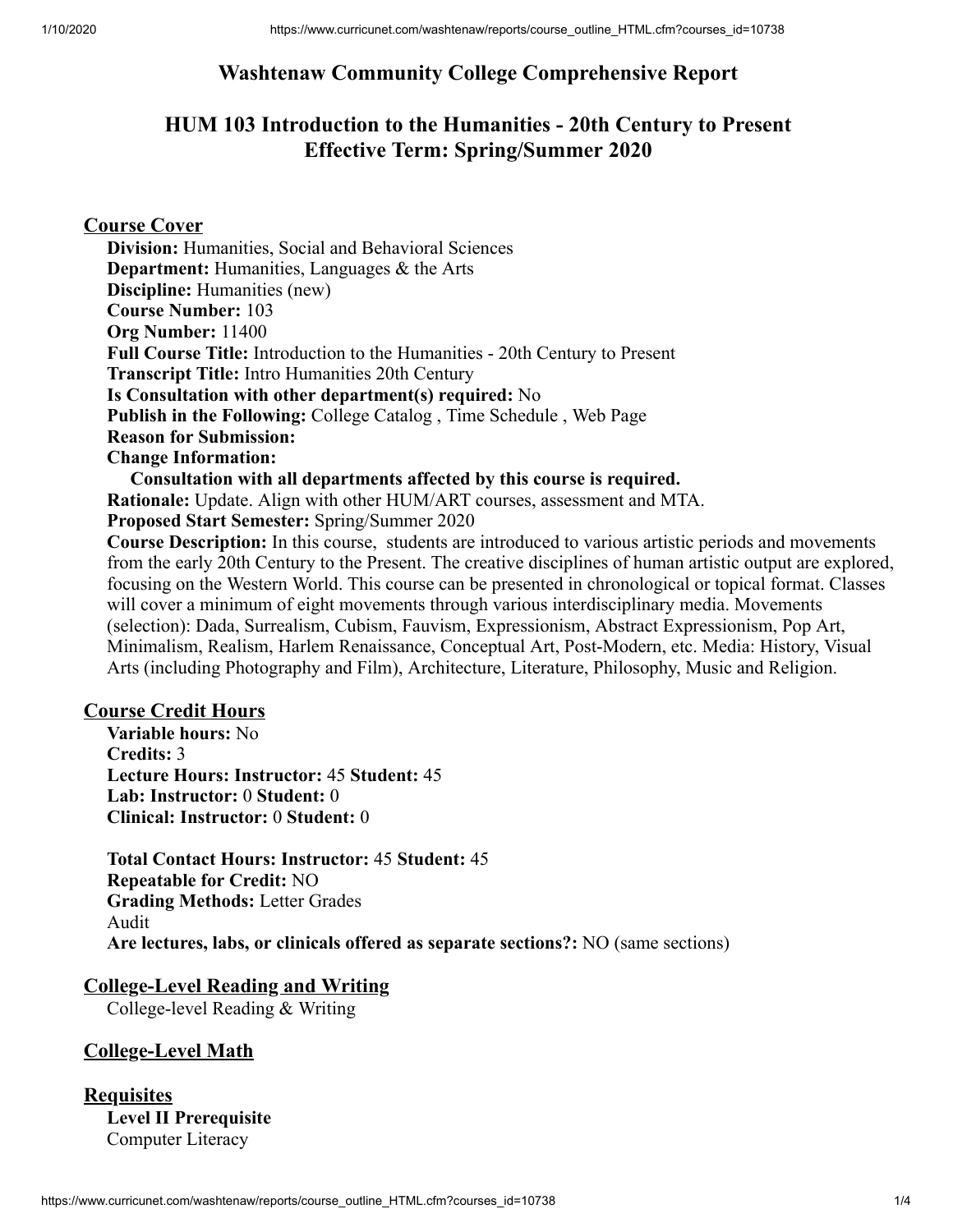# Washtenaw Community College Comprehensive Report

## HUM 103 Introduction to the Humanities - 20th Century to Present
## Effective Term: Spring/Summer 2020

### Course Cover

**Division:** Humanities, Social and Behavioral Sciences
**Department:** Humanities, Languages & the Arts
**Discipline:** Humanities (new)
**Course Number:** 103
**Org Number:** 11400
**Full Course Title:** Introduction to the Humanities - 20th Century to Present
**Transcript Title:** Intro Humanities 20th Century
**Is Consultation with other department(s) required:** No
**Publish in the Following:** College Catalog , Time Schedule , Web Page
**Reason for Submission:**
**Change Information:**
**Consultation with all departments affected by this course is required.**
**Rationale:** Update. Align with other HUM/ART courses, assessment and MTA.
**Proposed Start Semester:** Spring/Summer 2020
**Course Description:** In this course, students are introduced to various artistic periods and movements from the early 20th Century to the Present. The creative disciplines of human artistic output are explored, focusing on the Western World. This course can be presented in chronological or topical format. Classes will cover a minimum of eight movements through various interdisciplinary media. Movements (selection): Dada, Surrealism, Cubism, Fauvism, Expressionism, Abstract Expressionism, Pop Art, Minimalism, Realism, Harlem Renaissance, Conceptual Art, Post-Modern, etc. Media: History, Visual Arts (including Photography and Film), Architecture, Literature, Philosophy, Music and Religion.

### Course Credit Hours

**Variable hours:** No
**Credits:** 3
**Lecture Hours: Instructor:** 45 **Student:** 45
**Lab: Instructor:** 0 **Student:** 0
**Clinical: Instructor:** 0 **Student:** 0

**Total Contact Hours: Instructor:** 45 **Student:** 45
**Repeatable for Credit:** NO
**Grading Methods:** Letter Grades
Audit
**Are lectures, labs, or clinicals offered as separate sections?:** NO (same sections)

### College-Level Reading and Writing

College-level Reading & Writing

### College-Level Math

### Requisites

**Level II Prerequisite**
Computer Literacy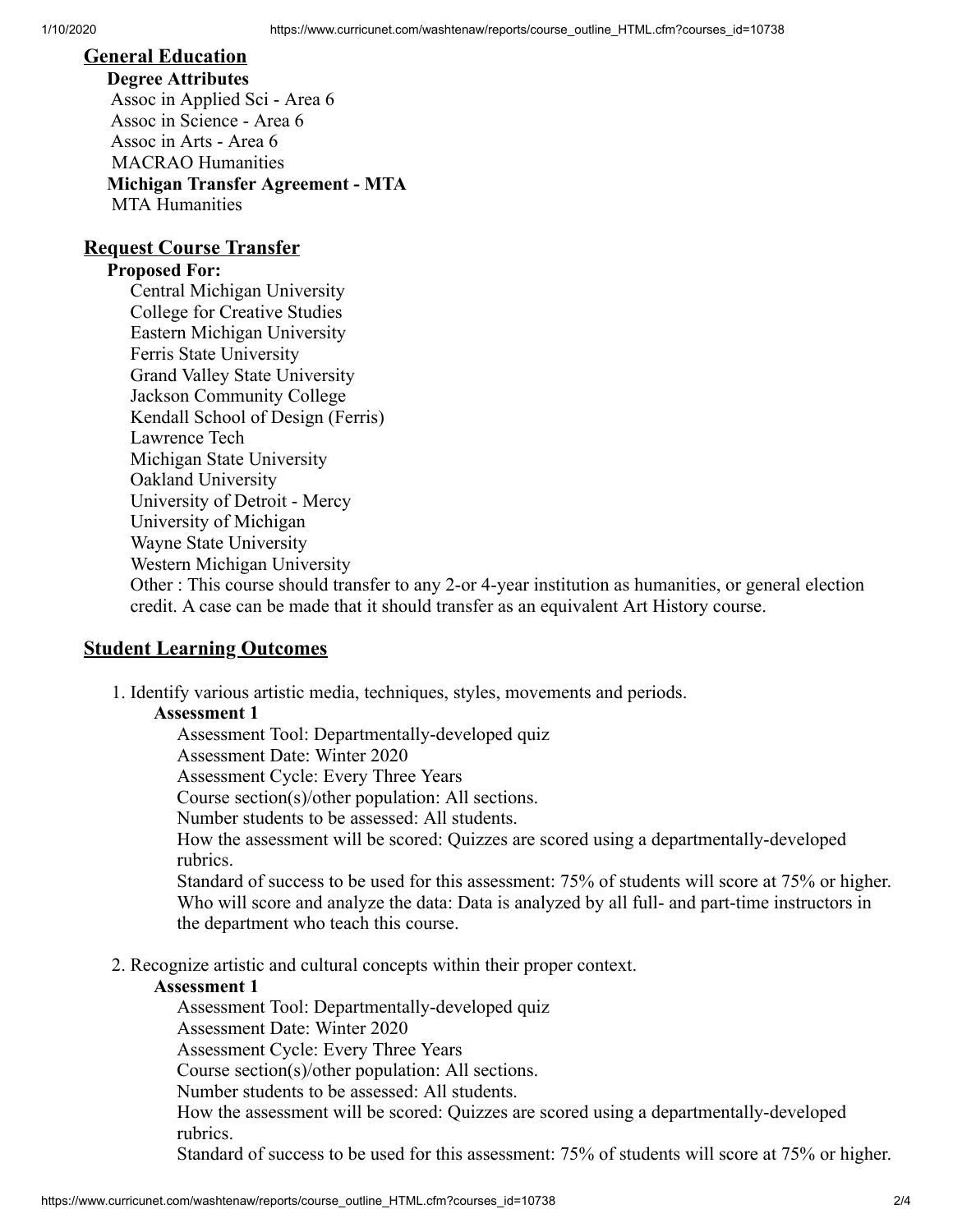## General Education

**Degree Attributes**

Assoc in Applied Sci - Area 6
Assoc in Science - Area 6
Assoc in Arts - Area 6
MACRAO Humanities

**Michigan Transfer Agreement - MTA**

MTA Humanities

## Request Course Transfer

**Proposed For:**

Central Michigan University
College for Creative Studies
Eastern Michigan University
Ferris State University
Grand Valley State University
Jackson Community College
Kendall School of Design (Ferris)
Lawrence Tech
Michigan State University
Oakland University
University of Detroit - Mercy
University of Michigan
Wayne State University
Western Michigan University
Other : This course should transfer to any 2-or 4-year institution as humanities, or general election credit. A case can be made that it should transfer as an equivalent Art History course.

## Student Learning Outcomes

1. Identify various artistic media, techniques, styles, movements and periods.

   **Assessment 1**

   Assessment Tool: Departmentally-developed quiz
   Assessment Date: Winter 2020
   Assessment Cycle: Every Three Years
   Course section(s)/other population: All sections.
   Number students to be assessed: All students.
   How the assessment will be scored: Quizzes are scored using a departmentally-developed rubrics.
   Standard of success to be used for this assessment: 75% of students will score at 75% or higher.
   Who will score and analyze the data: Data is analyzed by all full- and part-time instructors in the department who teach this course.

2. Recognize artistic and cultural concepts within their proper context.

   **Assessment 1**

   Assessment Tool: Departmentally-developed quiz
   Assessment Date: Winter 2020
   Assessment Cycle: Every Three Years
   Course section(s)/other population: All sections.
   Number students to be assessed: All students.
   How the assessment will be scored: Quizzes are scored using a departmentally-developed rubrics.
   Standard of success to be used for this assessment: 75% of students will score at 75% or higher.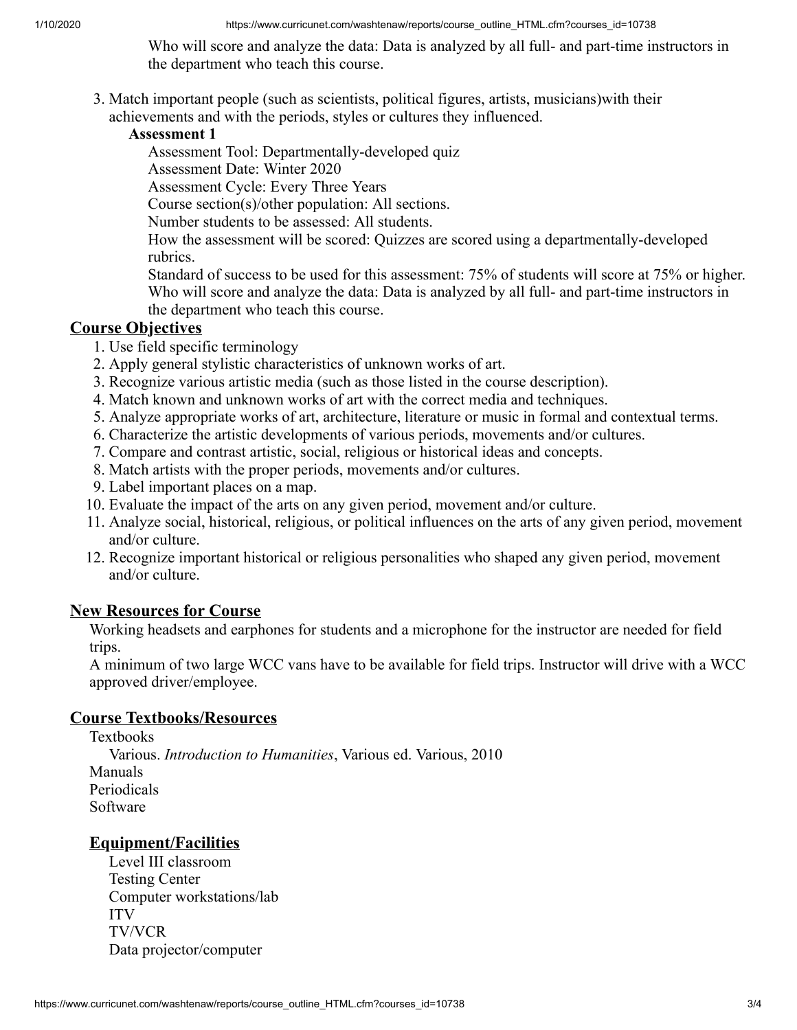Who will score and analyze the data: Data is analyzed by all full- and part-time instructors in the department who teach this course.

3. Match important people (such as scientists, political figures, artists, musicians)with their achievements and with the periods, styles or cultures they influenced.

   **Assessment 1**

   Assessment Tool: Departmentally-developed quiz
   Assessment Date: Winter 2020
   Assessment Cycle: Every Three Years
   Course section(s)/other population: All sections.
   Number students to be assessed: All students.
   How the assessment will be scored: Quizzes are scored using a departmentally-developed rubrics.
   Standard of success to be used for this assessment: 75% of students will score at 75% or higher.
   Who will score and analyze the data: Data is analyzed by all full- and part-time instructors in the department who teach this course.

## Course Objectives

1. Use field specific terminology
2. Apply general stylistic characteristics of unknown works of art.
3. Recognize various artistic media (such as those listed in the course description).
4. Match known and unknown works of art with the correct media and techniques.
5. Analyze appropriate works of art, architecture, literature or music in formal and contextual terms.
6. Characterize the artistic developments of various periods, movements and/or cultures.
7. Compare and contrast artistic, social, religious or historical ideas and concepts.
8. Match artists with the proper periods, movements and/or cultures.
9. Label important places on a map.
10. Evaluate the impact of the arts on any given period, movement and/or culture.
11. Analyze social, historical, religious, or political influences on the arts of any given period, movement and/or culture.
12. Recognize important historical or religious personalities who shaped any given period, movement and/or culture.

## New Resources for Course

Working headsets and earphones for students and a microphone for the instructor are needed for field trips.
A minimum of two large WCC vans have to be available for field trips. Instructor will drive with a WCC approved driver/employee.

## Course Textbooks/Resources

Textbooks
  Various. *Introduction to Humanities*, Various ed. Various, 2010
Manuals
Periodicals
Software

## Equipment/Facilities

Level III classroom
Testing Center
Computer workstations/lab
ITV
TV/VCR
Data projector/computer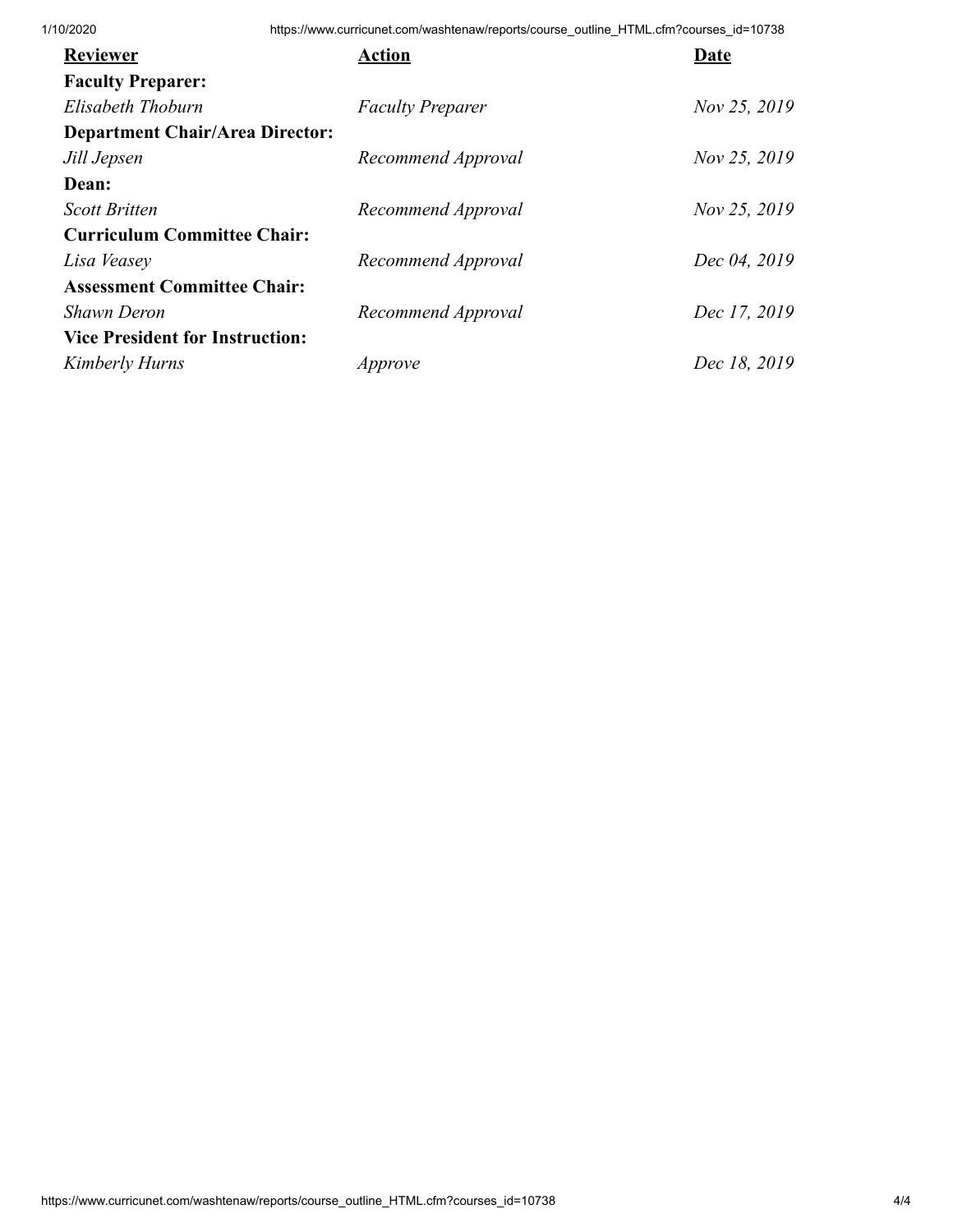| **Reviewer** | **Action** | **Date** |
| --- | --- | --- |
| **Faculty Preparer:** | | |
| *Elisabeth Thoburn* | *Faculty Preparer* | *Nov 25, 2019* |
| **Department Chair/Area Director:** | | |
| *Jill Jepsen* | *Recommend Approval* | *Nov 25, 2019* |
| **Dean:** | | |
| *Scott Britten* | *Recommend Approval* | *Nov 25, 2019* |
| **Curriculum Committee Chair:** | | |
| *Lisa Veasey* | *Recommend Approval* | *Dec 04, 2019* |
| **Assessment Committee Chair:** | | |
| *Shawn Deron* | *Recommend Approval* | *Dec 17, 2019* |
| **Vice President for Instruction:** | | |
| *Kimberly Hurns* | *Approve* | *Dec 18, 2019* |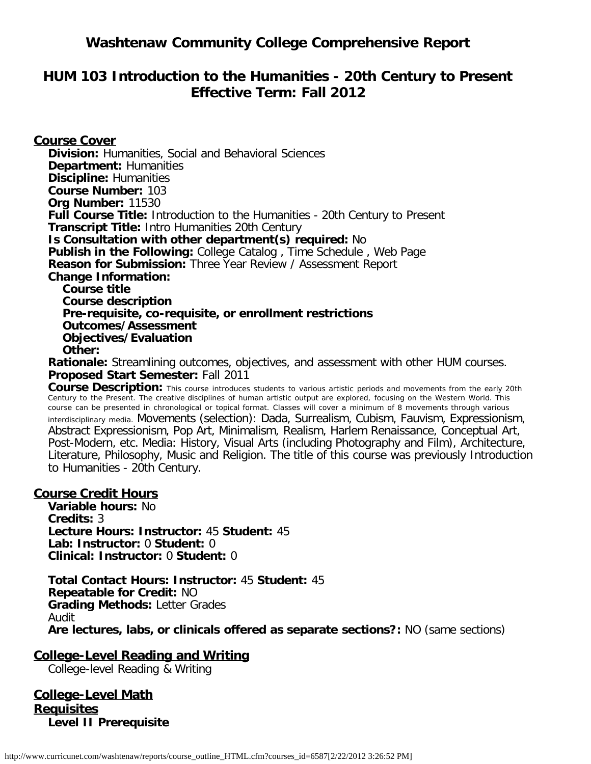# Washtenaw Community College Comprehensive Report

## HUM 103 Introduction to the Humanities - 20th Century to Present
## Effective Term: Fall 2012

**Course Cover**

**Division:** Humanities, Social and Behavioral Sciences
**Department:** Humanities
**Discipline:** Humanities
**Course Number:** 103
**Org Number:** 11530
**Full Course Title:** Introduction to the Humanities - 20th Century to Present
**Transcript Title:** Intro Humanities 20th Century
**Is Consultation with other department(s) required:** No
**Publish in the Following:** College Catalog , Time Schedule , Web Page
**Reason for Submission:** Three Year Review / Assessment Report
**Change Information:**

- **Course title**
- **Course description**
- **Pre-requisite, co-requisite, or enrollment restrictions**
- **Outcomes/Assessment**
- **Objectives/Evaluation**
- **Other:**

**Rationale:** Streamlining outcomes, objectives, and assessment with other HUM courses.
**Proposed Start Semester:** Fall 2011
**Course Description:** This course introduces students to various artistic periods and movements from the early 20th Century to the Present. The creative disciplines of human artistic output are explored, focusing on the Western World. This course can be presented in chronological or topical format. Classes will cover a minimum of 8 movements through various interdisciplinary media. Movements (selection): Dada, Surrealism, Cubism, Fauvism, Expressionism, Abstract Expressionism, Pop Art, Minimalism, Realism, Harlem Renaissance, Conceptual Art, Post-Modern, etc. Media: History, Visual Arts (including Photography and Film), Architecture, Literature, Philosophy, Music and Religion. The title of this course was previously Introduction to Humanities - 20th Century.

**Course Credit Hours**

**Variable hours:** No
**Credits:** 3
**Lecture Hours: Instructor:** 45 **Student:** 45
**Lab: Instructor:** 0 **Student:** 0
**Clinical: Instructor:** 0 **Student:** 0

**Total Contact Hours: Instructor:** 45 **Student:** 45
**Repeatable for Credit:** NO
**Grading Methods:** Letter Grades
Audit
**Are lectures, labs, or clinicals offered as separate sections?:** NO (same sections)

**College-Level Reading and Writing**

College-level Reading & Writing

**College-Level Math**

**Requisites**

**Level II Prerequisite**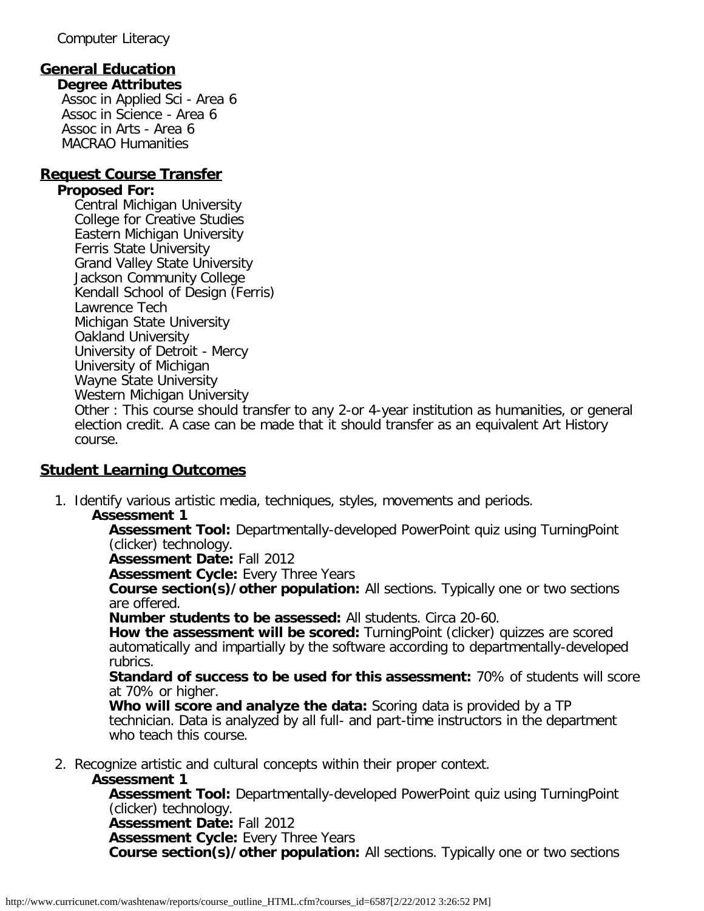Computer Literacy

## General Education

**Degree Attributes**

Assoc in Applied Sci - Area 6
Assoc in Science - Area 6
Assoc in Arts - Area 6
MACRAO Humanities

## Request Course Transfer

**Proposed For:**

Central Michigan University
College for Creative Studies
Eastern Michigan University
Ferris State University
Grand Valley State University
Jackson Community College
Kendall School of Design (Ferris)
Lawrence Tech
Michigan State University
Oakland University
University of Detroit - Mercy
University of Michigan
Wayne State University
Western Michigan University
Other : This course should transfer to any 2-or 4-year institution as humanities, or general election credit. A case can be made that it should transfer as an equivalent Art History course.

## Student Learning Outcomes

1. Identify various artistic media, techniques, styles, movements and periods.

   **Assessment 1**

   **Assessment Tool:** Departmentally-developed PowerPoint quiz using TurningPoint (clicker) technology.
   **Assessment Date:** Fall 2012
   **Assessment Cycle:** Every Three Years
   **Course section(s)/other population:** All sections. Typically one or two sections are offered.
   **Number students to be assessed:** All students. Circa 20-60.
   **How the assessment will be scored:** TurningPoint (clicker) quizzes are scored automatically and impartially by the software according to departmentally-developed rubrics.
   **Standard of success to be used for this assessment:** 70% of students will score at 70% or higher.
   **Who will score and analyze the data:** Scoring data is provided by a TP technician. Data is analyzed by all full- and part-time instructors in the department who teach this course.

2. Recognize artistic and cultural concepts within their proper context.

   **Assessment 1**

   **Assessment Tool:** Departmentally-developed PowerPoint quiz using TurningPoint (clicker) technology.
   **Assessment Date:** Fall 2012
   **Assessment Cycle:** Every Three Years
   **Course section(s)/other population:** All sections. Typically one or two sections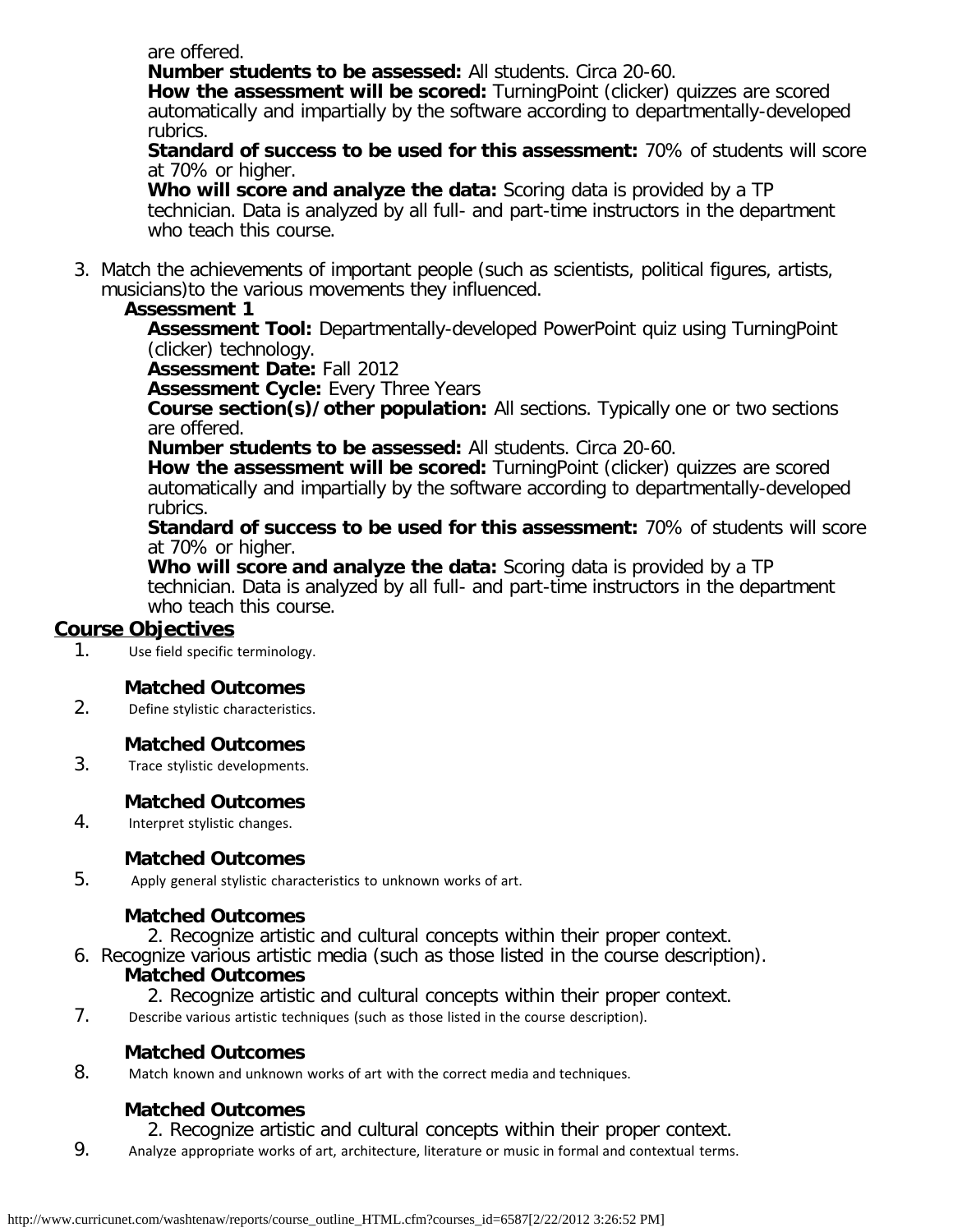are offered.

**Number students to be assessed:** All students. Circa 20-60.

**How the assessment will be scored:** TurningPoint (clicker) quizzes are scored automatically and impartially by the software according to departmentally-developed rubrics.

**Standard of success to be used for this assessment:** 70% of students will score at 70% or higher.

**Who will score and analyze the data:** Scoring data is provided by a TP technician. Data is analyzed by all full- and part-time instructors in the department who teach this course.

3. Match the achievements of important people (such as scientists, political figures, artists, musicians)to the various movements they influenced.

   **Assessment 1**

   **Assessment Tool:** Departmentally-developed PowerPoint quiz using TurningPoint (clicker) technology.

   **Assessment Date:** Fall 2012

   **Assessment Cycle:** Every Three Years

   **Course section(s)/other population:** All sections. Typically one or two sections are offered.

   **Number students to be assessed:** All students. Circa 20-60.

   **How the assessment will be scored:** TurningPoint (clicker) quizzes are scored automatically and impartially by the software according to departmentally-developed rubrics.

   **Standard of success to be used for this assessment:** 70% of students will score at 70% or higher.

   **Who will score and analyze the data:** Scoring data is provided by a TP technician. Data is analyzed by all full- and part-time instructors in the department who teach this course.

## Course Objectives

1. Use field specific terminology.

   **Matched Outcomes**

2. Define stylistic characteristics.

   **Matched Outcomes**

3. Trace stylistic developments.

   **Matched Outcomes**

4. Interpret stylistic changes.

   **Matched Outcomes**

5. Apply general stylistic characteristics to unknown works of art.

   **Matched Outcomes**

   2. Recognize artistic and cultural concepts within their proper context.

6. Recognize various artistic media (such as those listed in the course description).

   **Matched Outcomes**

   2. Recognize artistic and cultural concepts within their proper context.

7. Describe various artistic techniques (such as those listed in the course description).

   **Matched Outcomes**

8. Match known and unknown works of art with the correct media and techniques.

   **Matched Outcomes**

   2. Recognize artistic and cultural concepts within their proper context.

9. Analyze appropriate works of art, architecture, literature or music in formal and contextual terms.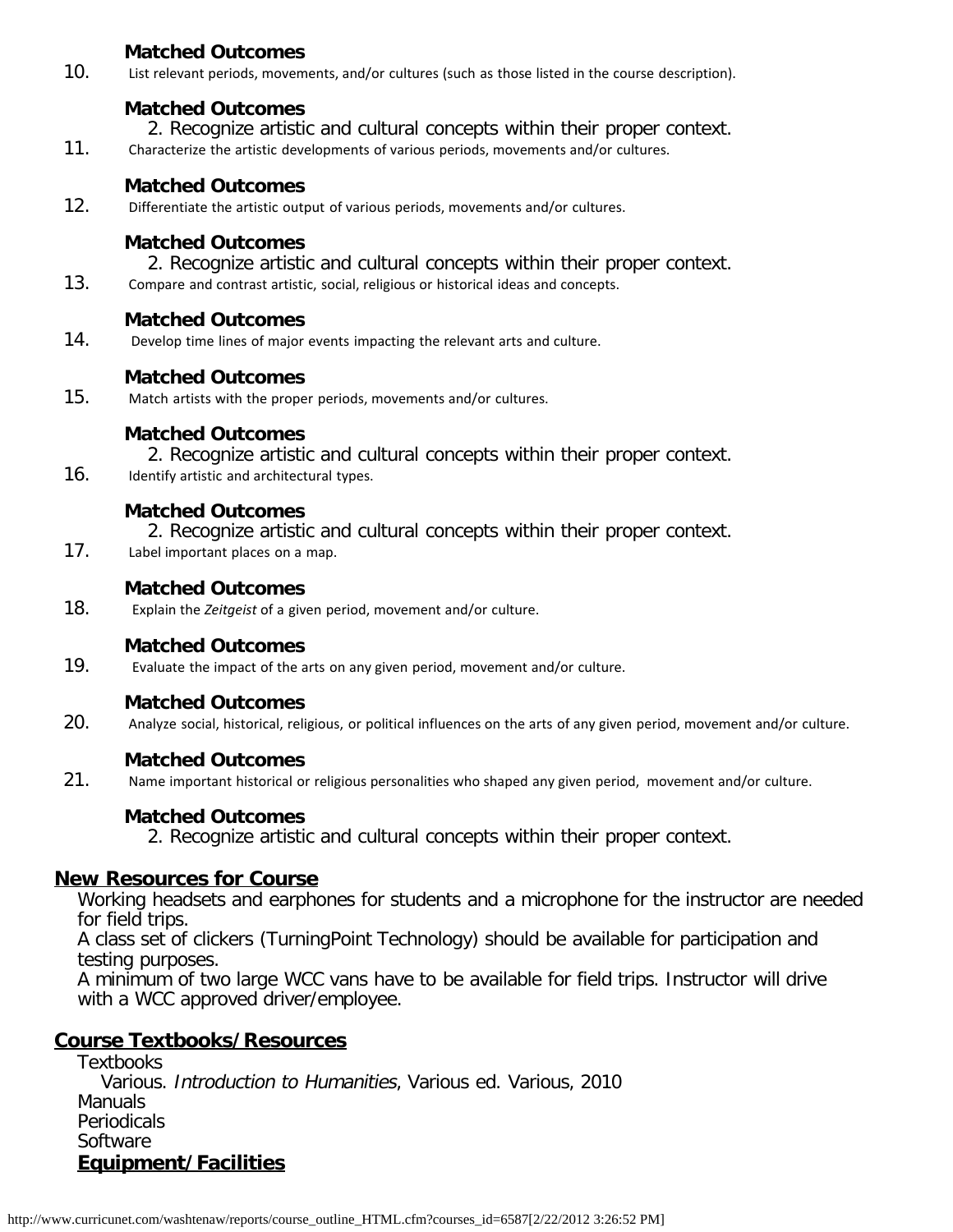**Matched Outcomes**

10. List relevant periods, movements, and/or cultures (such as those listed in the course description).

**Matched Outcomes**

2. Recognize artistic and cultural concepts within their proper context.

11. Characterize the artistic developments of various periods, movements and/or cultures.

**Matched Outcomes**

12. Differentiate the artistic output of various periods, movements and/or cultures.

**Matched Outcomes**

2. Recognize artistic and cultural concepts within their proper context.

13. Compare and contrast artistic, social, religious or historical ideas and concepts.

**Matched Outcomes**

14. Develop time lines of major events impacting the relevant arts and culture.

**Matched Outcomes**

15. Match artists with the proper periods, movements and/or cultures.

**Matched Outcomes**

2. Recognize artistic and cultural concepts within their proper context.

16. Identify artistic and architectural types.

**Matched Outcomes**

2. Recognize artistic and cultural concepts within their proper context.

17. Label important places on a map.

**Matched Outcomes**

18. Explain the *Zeitgeist* of a given period, movement and/or culture.

**Matched Outcomes**

19. Evaluate the impact of the arts on any given period, movement and/or culture.

**Matched Outcomes**

20. Analyze social, historical, religious, or political influences on the arts of any given period, movement and/or culture.

**Matched Outcomes**

21. Name important historical or religious personalities who shaped any given period, movement and/or culture.

**Matched Outcomes**

2. Recognize artistic and cultural concepts within their proper context.

## New Resources for Course

Working headsets and earphones for students and a microphone for the instructor are needed for field trips.
A class set of clickers (TurningPoint Technology) should be available for participation and testing purposes.
A minimum of two large WCC vans have to be available for field trips. Instructor will drive with a WCC approved driver/employee.

## Course Textbooks/Resources

Textbooks
Various. *Introduction to Humanities*, Various ed. Various, 2010
Manuals
Periodicals
Software

### Equipment/Facilities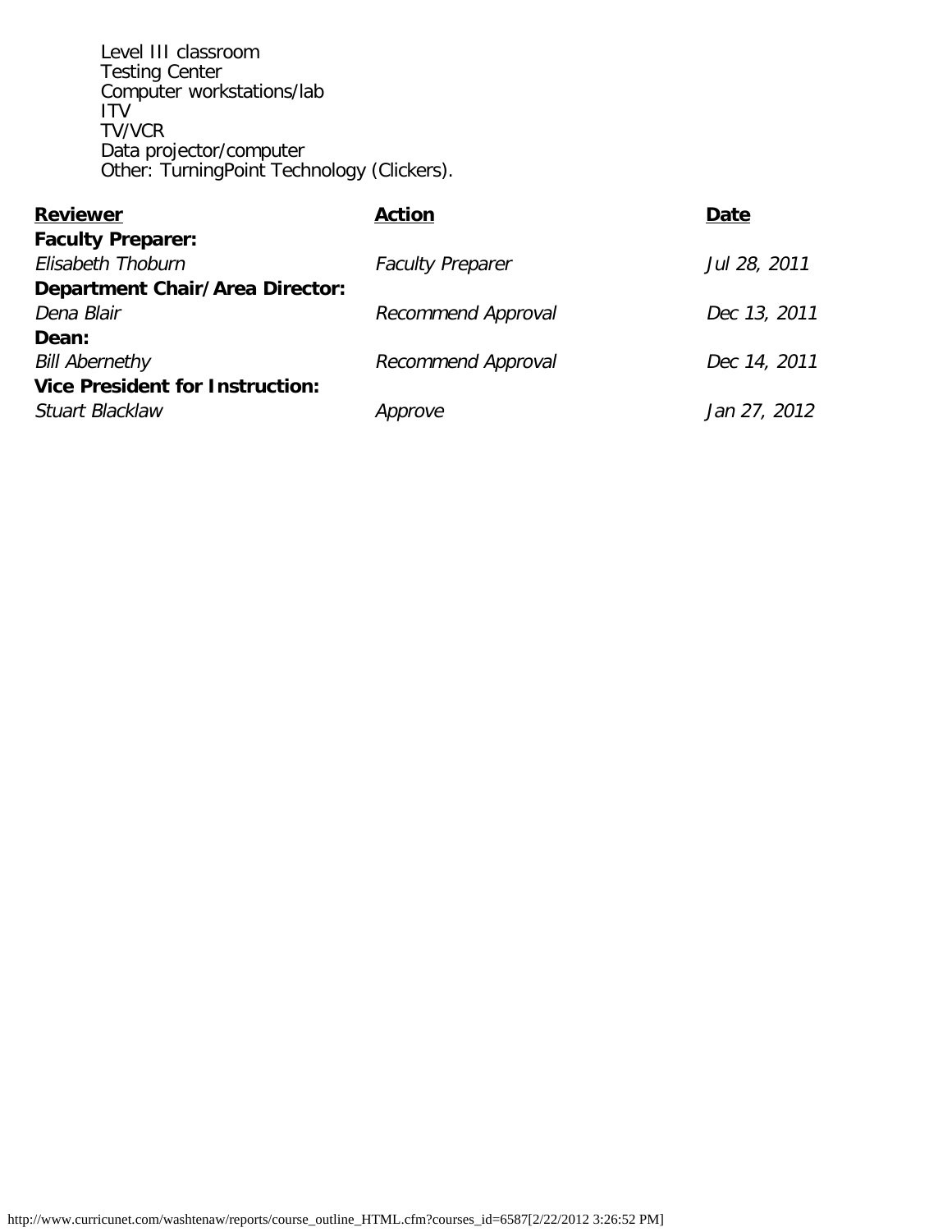Level III classroom
Testing Center
Computer workstations/lab
ITV
TV/VCR
Data projector/computer
Other: TurningPoint Technology (Clickers).

| Reviewer | Action | Date |
|---|---|---|
| **Faculty Preparer:** | | |
| *Elisabeth Thoburn* | *Faculty Preparer* | *Jul 28, 2011* |
| **Department Chair/Area Director:** | | |
| *Dena Blair* | *Recommend Approval* | *Dec 13, 2011* |
| **Dean:** | | |
| *Bill Abernethy* | *Recommend Approval* | *Dec 14, 2011* |
| **Vice President for Instruction:** | | |
| *Stuart Blacklaw* | *Approve* | *Jan 27, 2012* |